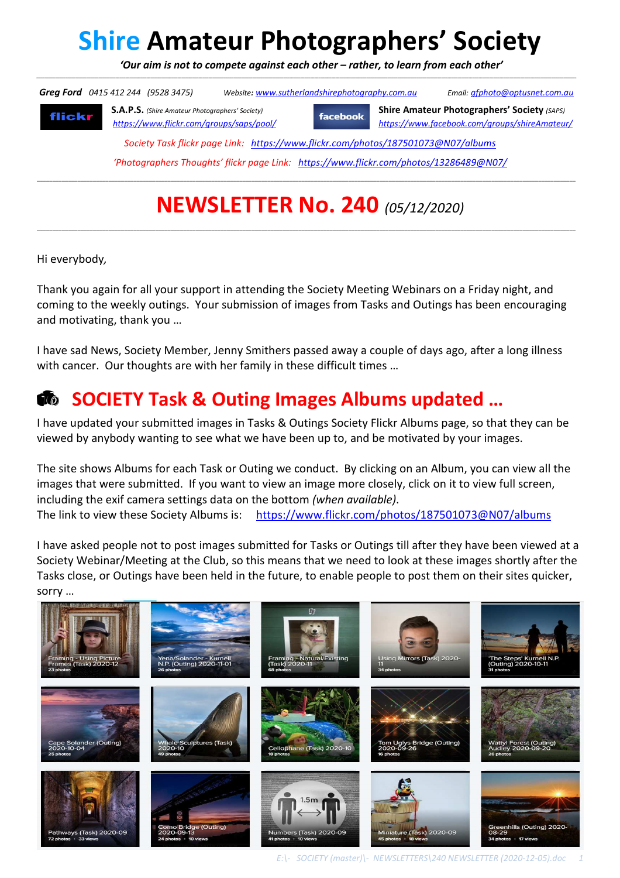# Shire Amateur Photographers' Society

*'Our aim is not to compete against each other – rather, to learn from each other'*

***Greg Ford*** *0415 412 244 (9528 3475)* *Website:* *www.sutherlandshirephotography.com.au* *Email:* *gfphoto@optusnet.com.au*

**S.A.P.S.** *(Shire Amateur Photographers' Society)*
*https://www.flickr.com/groups/saps/pool/*

**Shire Amateur Photographers' Society** *(SAPS)*
*https://www.facebook.com/groups/shireAmateur/*

*Society Task flickr page Link:* *https://www.flickr.com/photos/187501073@N07/albums*

*'Photographers Thoughts' flickr page Link:* *https://www.flickr.com/photos/13286489@N07/*

# NEWSLETTER No. 240 *(05/12/2020)*

Hi everybody,

Thank you again for all your support in attending the Society Meeting Webinars on a Friday night, and coming to the weekly outings. Your submission of images from Tasks and Outings has been encouraging and motivating, thank you …

I have sad News, Society Member, Jenny Smithers passed away a couple of days ago, after a long illness with cancer. Our thoughts are with her family in these difficult times …

## SOCIETY Task & Outing Images Albums updated …

I have updated your submitted images in Tasks & Outings Society Flickr Albums page, so that they can be viewed by anybody wanting to see what we have been up to, and be motivated by your images.

The site shows Albums for each Task or Outing we conduct. By clicking on an Album, you can view all the images that were submitted. If you want to view an image more closely, click on it to view full screen, including the exif camera settings data on the bottom *(when available)*.
The link to view these Society Albums is: https://www.flickr.com/photos/187501073@N07/albums

I have asked people not to post images submitted for Tasks or Outings till after they have been viewed at a Society Webinar/Meeting at the Club, so this means that we need to look at these images shortly after the Tasks close, or Outings have been held in the future, to enable people to post them on their sites quicker, sorry …

Framing - Using Picture Frames (Task) 2020-12 — 23 photos
Yena/Solander - Kurnell N.P. (Outing) 2020-11-01 — 26 photos
Framing - Natural/Existing (Task) 2020-11 — 68 photos
Using Mirrors (Task) 2020-11 — 34 photos
'The Steps' Kurnell N.P. (Outing) 2020-10-11 — 31 photos
Cape Solander (Outing) 2020-10-04 — 25 photos
Whale Sculptures (Task) 2020-10 — 49 photos
Cellophane (Task) 2020-10 — 18 photos
Tom Uglys Bridge (Outing) 2020-09-26 — 16 photos
Wattyl Forest (Outing) Audley 2020-09-20 — 26 photos
Pathways (Task) 2020-09 — 72 photos · 33 views
Como Bridge (Outing) 2020-09-13 — 24 photos · 10 views
Numbers (Task) 2020-09 — 41 photos · 10 views
Miniature (Task) 2020-09 — 45 photos · 18 views
Greenhills (Outing) 2020-08-29 — 34 photos · 17 views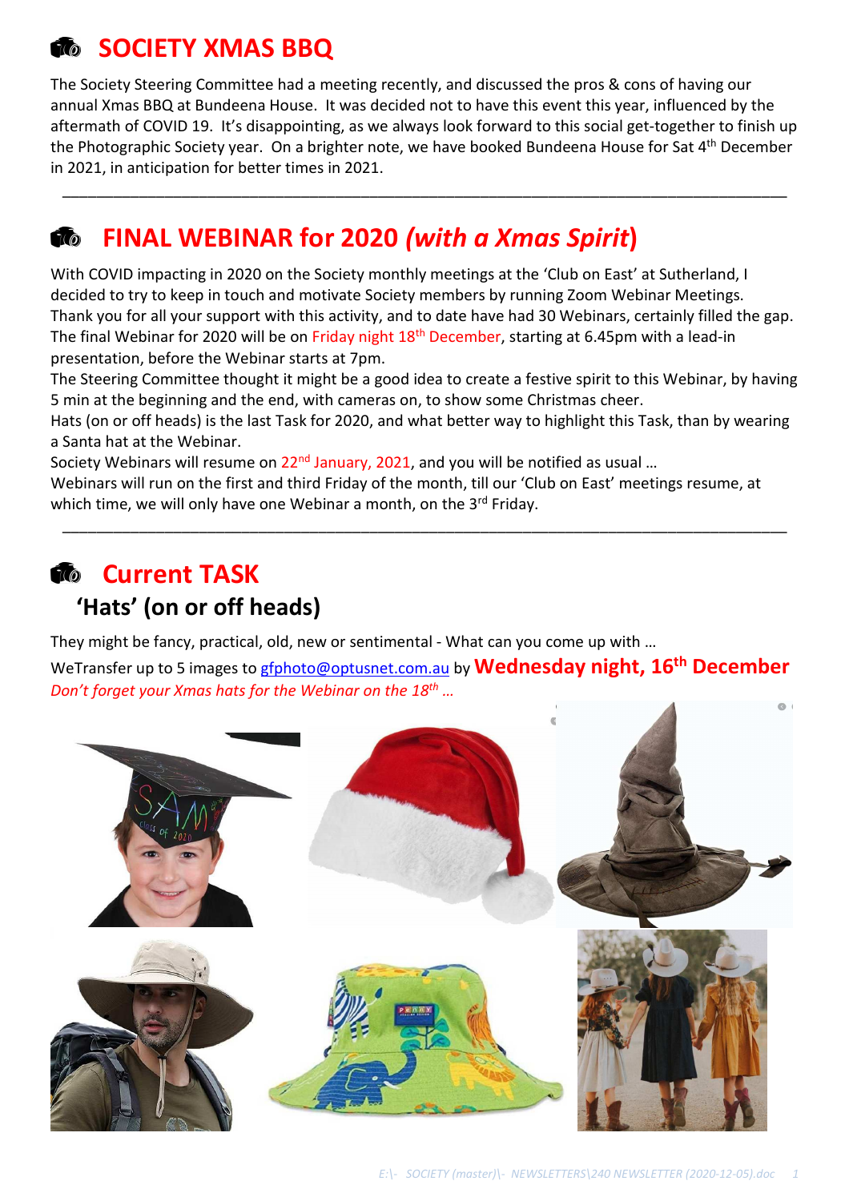# SOCIETY XMAS BBQ

The Society Steering Committee had a meeting recently, and discussed the pros & cons of having our annual Xmas BBQ at Bundeena House. It was decided not to have this event this year, influenced by the aftermath of COVID 19. It's disappointing, as we always look forward to this social get-together to finish up the Photographic Society year. On a brighter note, we have booked Bundeena House for Sat 4th December in 2021, in anticipation for better times in 2021.

---

# FINAL WEBINAR for 2020 *(with a Xmas Spirit)*

With COVID impacting in 2020 on the Society monthly meetings at the 'Club on East' at Sutherland, I decided to try to keep in touch and motivate Society members by running Zoom Webinar Meetings. Thank you for all your support with this activity, and to date have had 30 Webinars, certainly filled the gap. The final Webinar for 2020 will be on Friday night 18th December, starting at 6.45pm with a lead-in presentation, before the Webinar starts at 7pm.

The Steering Committee thought it might be a good idea to create a festive spirit to this Webinar, by having 5 min at the beginning and the end, with cameras on, to show some Christmas cheer.

Hats (on or off heads) is the last Task for 2020, and what better way to highlight this Task, than by wearing a Santa hat at the Webinar.

Society Webinars will resume on 22nd January, 2021, and you will be notified as usual …

Webinars will run on the first and third Friday of the month, till our 'Club on East' meetings resume, at which time, we will only have one Webinar a month, on the 3rd Friday.

---

# Current TASK

## 'Hats' (on or off heads)

They might be fancy, practical, old, new or sentimental - What can you come up with …

WeTransfer up to 5 images to gfphoto@optusnet.com.au by **Wednesday night, 16th December**

*Don't forget your Xmas hats for the Webinar on the 18th …*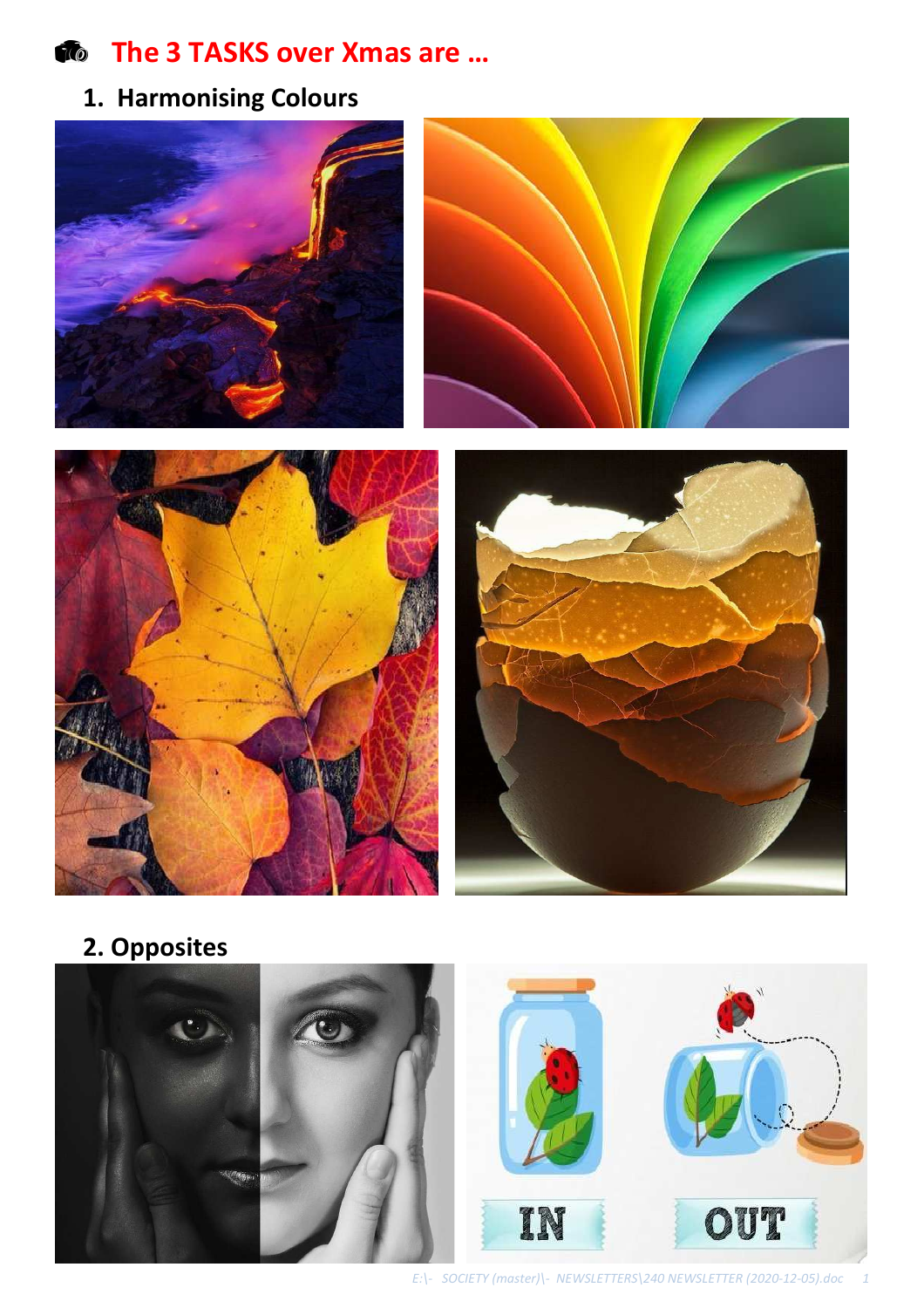## The 3 TASKS over Xmas are …

### 1. Harmonising Colours

### 2. Opposites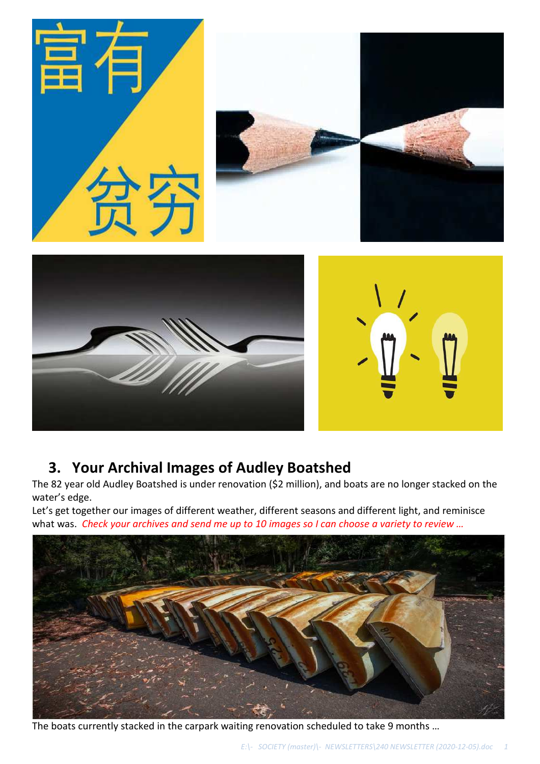## 3. Your Archival Images of Audley Boatshed

The 82 year old Audley Boatshed is under renovation ($2 million), and boats are no longer stacked on the water's edge.

Let's get together our images of different weather, different seasons and different light, and reminisce what was. *Check your archives and send me up to 10 images so I can choose a variety to review …*

The boats currently stacked in the carpark waiting renovation scheduled to take 9 months …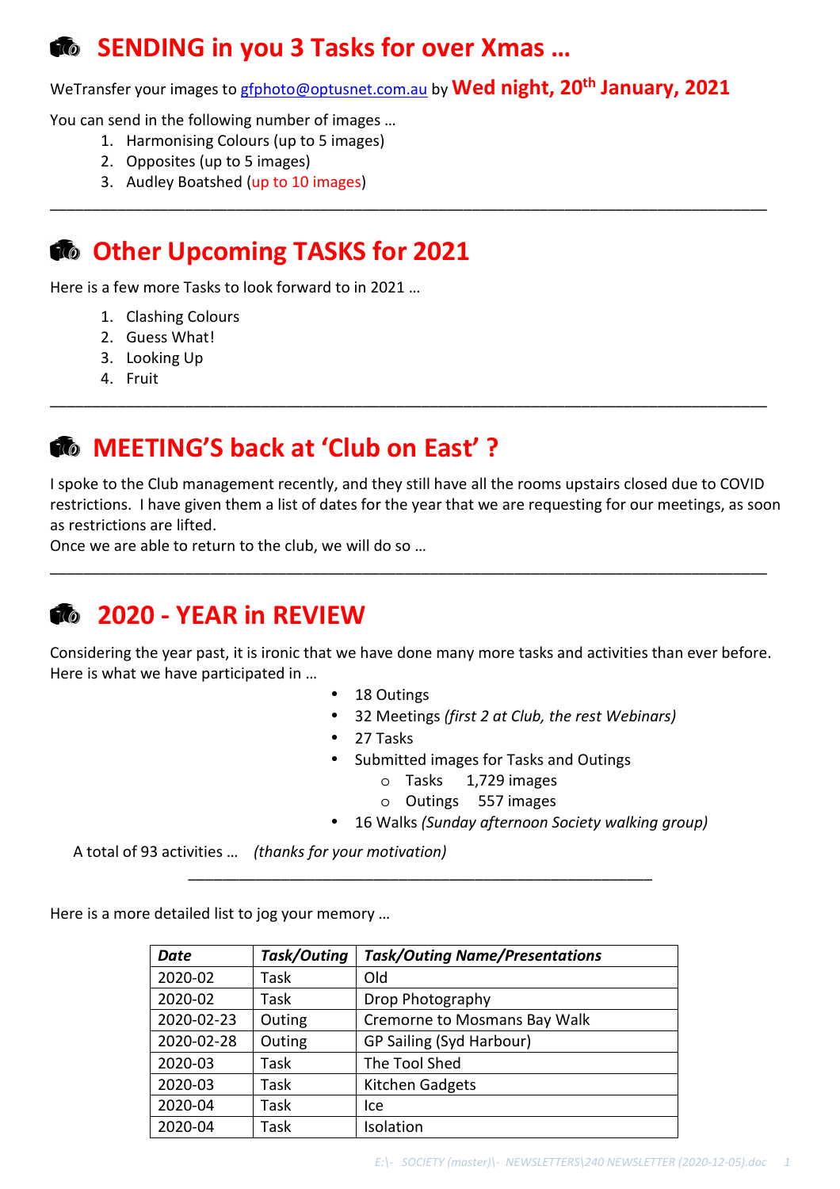## SENDING in you 3 Tasks for over Xmas …

WeTransfer your images to gfphoto@optusnet.com.au by **Wed night, 20th January, 2021**

You can send in the following number of images …

1. Harmonising Colours (up to 5 images)
2. Opposites (up to 5 images)
3. Audley Boatshed (up to 10 images)

---

## Other Upcoming TASKS for 2021

Here is a few more Tasks to look forward to in 2021 …

1. Clashing Colours
2. Guess What!
3. Looking Up
4. Fruit

---

## MEETING'S back at 'Club on East' ?

I spoke to the Club management recently, and they still have all the rooms upstairs closed due to COVID restrictions. I have given them a list of dates for the year that we are requesting for our meetings, as soon as restrictions are lifted.

Once we are able to return to the club, we will do so …

---

## 2020 - YEAR in REVIEW

Considering the year past, it is ironic that we have done many more tasks and activities than ever before. Here is what we have participated in …

- 18 Outings
- 32 Meetings *(first 2 at Club, the rest Webinars)*
- 27 Tasks
- Submitted images for Tasks and Outings
    - Tasks 1,729 images
    - Outings 557 images
- 16 Walks *(Sunday afternoon Society walking group)*

A total of 93 activities … *(thanks for your motivation)*

---

Here is a more detailed list to jog your memory …

| *Date* | *Task/Outing* | *Task/Outing Name/Presentations* |
|---|---|---|
| 2020-02 | Task | Old |
| 2020-02 | Task | Drop Photography |
| 2020-02-23 | Outing | Cremorne to Mosmans Bay Walk |
| 2020-02-28 | Outing | GP Sailing (Syd Harbour) |
| 2020-03 | Task | The Tool Shed |
| 2020-03 | Task | Kitchen Gadgets |
| 2020-04 | Task | Ice |
| 2020-04 | Task | Isolation |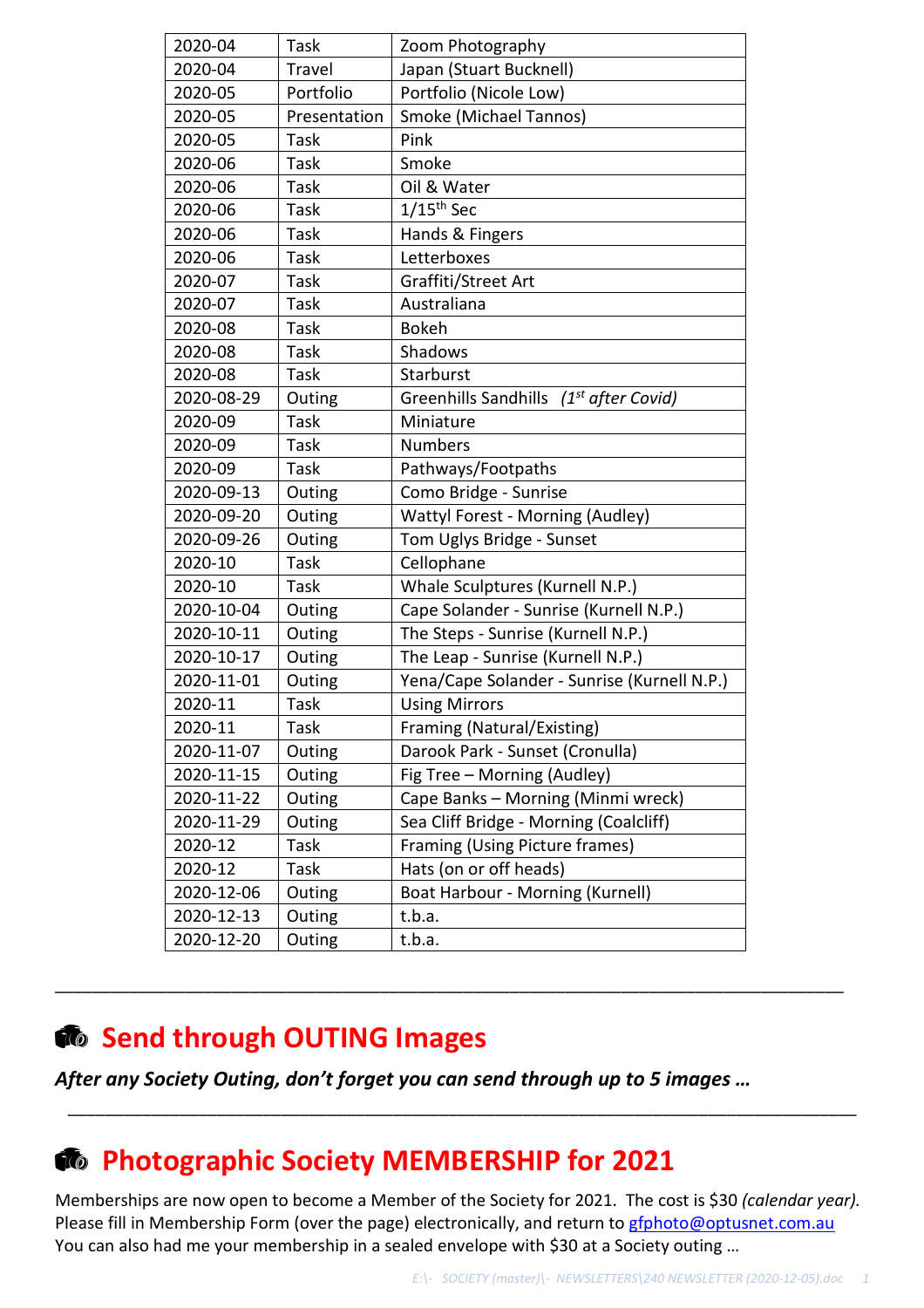| 2020-04 | Task | Zoom Photography |
|---|---|---|
| 2020-04 | Travel | Japan (Stuart Bucknell) |
| 2020-05 | Portfolio | Portfolio (Nicole Low) |
| 2020-05 | Presentation | Smoke (Michael Tannos) |
| 2020-05 | Task | Pink |
| 2020-06 | Task | Smoke |
| 2020-06 | Task | Oil & Water |
| 2020-06 | Task | 1/15th Sec |
| 2020-06 | Task | Hands & Fingers |
| 2020-06 | Task | Letterboxes |
| 2020-07 | Task | Graffiti/Street Art |
| 2020-07 | Task | Australiana |
| 2020-08 | Task | Bokeh |
| 2020-08 | Task | Shadows |
| 2020-08 | Task | Starburst |
| 2020-08-29 | Outing | Greenhills Sandhills *(1st after Covid)* |
| 2020-09 | Task | Miniature |
| 2020-09 | Task | Numbers |
| 2020-09 | Task | Pathways/Footpaths |
| 2020-09-13 | Outing | Como Bridge - Sunrise |
| 2020-09-20 | Outing | Wattyl Forest - Morning (Audley) |
| 2020-09-26 | Outing | Tom Uglys Bridge - Sunset |
| 2020-10 | Task | Cellophane |
| 2020-10 | Task | Whale Sculptures (Kurnell N.P.) |
| 2020-10-04 | Outing | Cape Solander - Sunrise (Kurnell N.P.) |
| 2020-10-11 | Outing | The Steps - Sunrise (Kurnell N.P.) |
| 2020-10-17 | Outing | The Leap - Sunrise (Kurnell N.P.) |
| 2020-11-01 | Outing | Yena/Cape Solander - Sunrise (Kurnell N.P.) |
| 2020-11 | Task | Using Mirrors |
| 2020-11 | Task | Framing (Natural/Existing) |
| 2020-11-07 | Outing | Darook Park - Sunset (Cronulla) |
| 2020-11-15 | Outing | Fig Tree – Morning (Audley) |
| 2020-11-22 | Outing | Cape Banks – Morning (Minmi wreck) |
| 2020-11-29 | Outing | Sea Cliff Bridge - Morning (Coalcliff) |
| 2020-12 | Task | Framing (Using Picture frames) |
| 2020-12 | Task | Hats (on or off heads) |
| 2020-12-06 | Outing | Boat Harbour - Morning (Kurnell) |
| 2020-12-13 | Outing | t.b.a. |
| 2020-12-20 | Outing | t.b.a. |

---

## Send through OUTING Images

***After any Society Outing, don't forget you can send through up to 5 images …***

---

## Photographic Society MEMBERSHIP for 2021

Memberships are now open to become a Member of the Society for 2021. The cost is $30 *(calendar year).* Please fill in Membership Form (over the page) electronically, and return to gfphoto@optusnet.com.au
You can also had me your membership in a sealed envelope with $30 at a Society outing …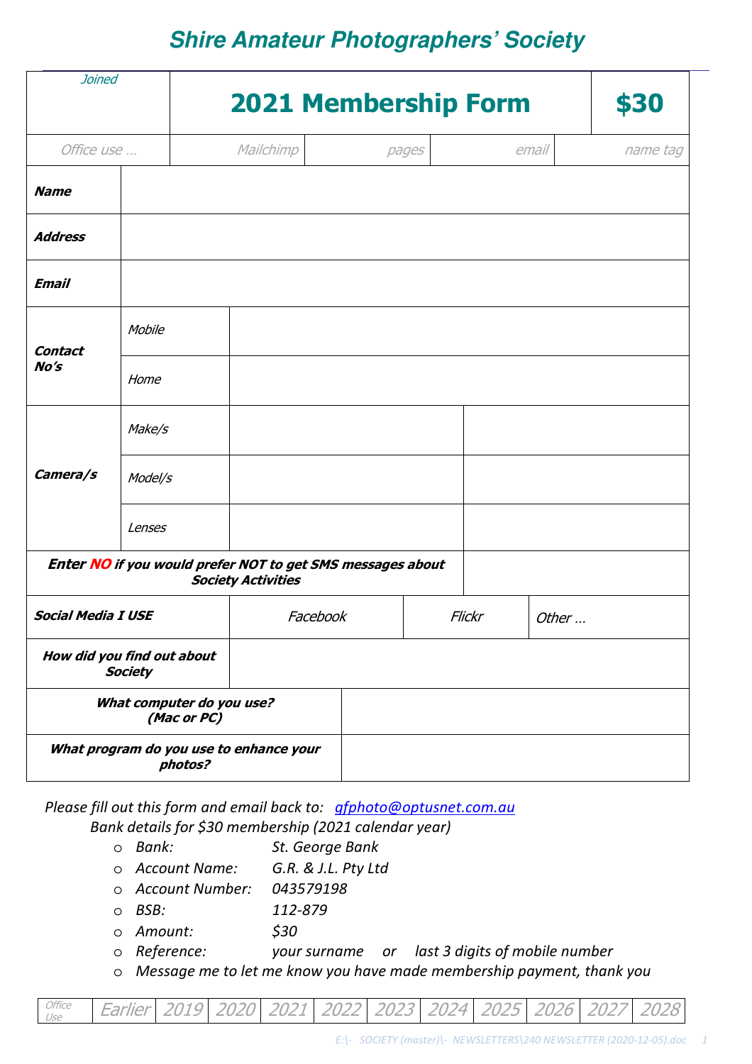# Shire Amateur Photographers' Society

| Joined | 2021 Membership Form | | | | $30 |
|---|---|---|---|---|---|
| Office use … | Mailchimp | pages | email | name tag | |

| | | | |
|---|---|---|---|
| **Name** | | | |
| **Address** | | | |
| **Email** | | | |
| **Contact No's** | Mobile | | |
| | Home | | |
| **Camera/s** | Make/s | | |
| | Model/s | | |
| | Lenses | | |

| | |
|---|---|
| **Enter NO if you would prefer NOT to get SMS messages about Society Activities** | |

| | | | |
|---|---|---|---|
| **Social Media I USE** | Facebook | Flickr | Other … |
| **How did you find out about Society** | | | |
| **What computer do you use? (Mac or PC)** | | | |
| **What program do you use to enhance your photos?** | | | |

*Please fill out this form and email back to: gfphoto@optusnet.com.au*

*Bank details for $30 membership (2021 calendar year)*

- *Bank:* *St. George Bank*
- *Account Name:* *G.R. & J.L. Pty Ltd*
- *Account Number:* *043579198*
- *BSB:* *112-879*
- *Amount:* *$30*
- *Reference:* *your surname or last 3 digits of mobile number*
- *Message me to let me know you have made membership payment, thank you*

| Office Use | Earlier | 2019 | 2020 | 2021 | 2022 | 2023 | 2024 | 2025 | 2026 | 2027 | 2028 |
|---|---|---|---|---|---|---|---|---|---|---|---|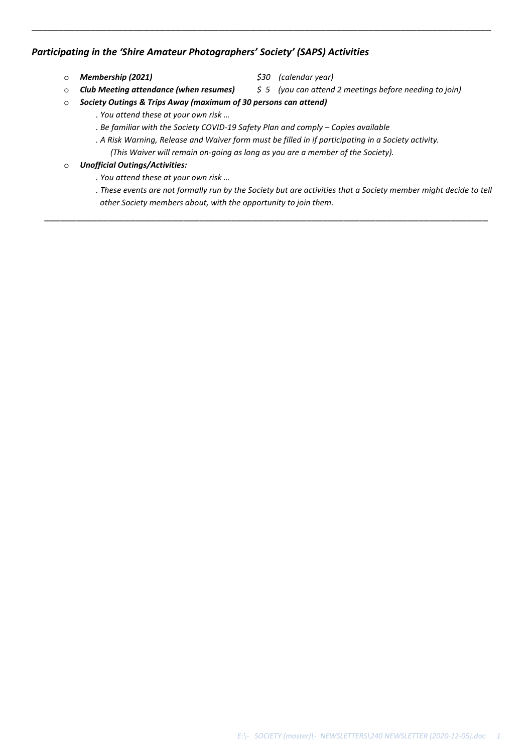---

### *Participating in the 'Shire Amateur Photographers' Society' (SAPS) Activities*

- ***Membership (2021)*** *$30 (calendar year)*
- ***Club Meeting attendance (when resumes)*** *$ 5 (you can attend 2 meetings before needing to join)*
- ***Society Outings & Trips Away (maximum of 30 persons can attend)***
  - *. You attend these at your own risk …*
  - *. Be familiar with the Society COVID-19 Safety Plan and comply – Copies available*
  - *. A Risk Warning, Release and Waiver form must be filled in if participating in a Society activity. (This Waiver will remain on-going as long as you are a member of the Society).*
- ***Unofficial Outings/Activities:***
  - *. You attend these at your own risk …*
  - *. These events are not formally run by the Society but are activities that a Society member might decide to tell other Society members about, with the opportunity to join them.*

---